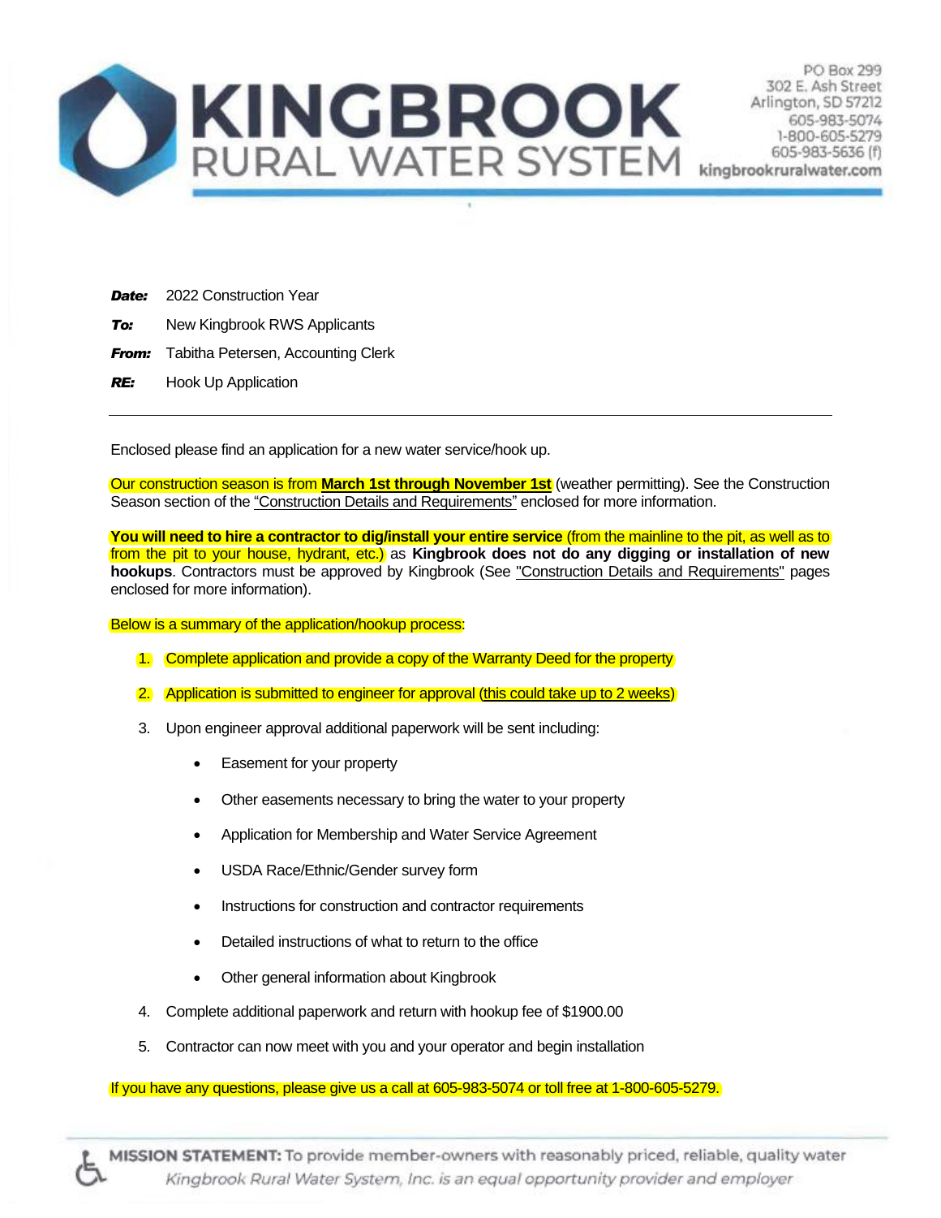# KINGBROOK RURAL WATER SYSTEM

PO Box 299
302 E. Ash Street
Arlington, SD 57212
605-983-5074
1-800-605-5279
605-983-5636 (f)
kingbrookruralwater.com

***Date:*** 2022 Construction Year

***To:*** New Kingbrook RWS Applicants

***From:*** Tabitha Petersen, Accounting Clerk

***RE:*** Hook Up Application

---

Enclosed please find an application for a new water service/hook up.

Our construction season is from **March 1st through November 1st** (weather permitting). See the Construction Season section of the "Construction Details and Requirements" enclosed for more information.

**You will need to hire a contractor to dig/install your entire service** (from the mainline to the pit, as well as to from the pit to your house, hydrant, etc.) as **Kingbrook does not do any digging or installation of new hookups**. Contractors must be approved by Kingbrook (See "Construction Details and Requirements" pages enclosed for more information).

Below is a summary of the application/hookup process:

1. Complete application and provide a copy of the Warranty Deed for the property
2. Application is submitted to engineer for approval (this could take up to 2 weeks)
3. Upon engineer approval additional paperwork will be sent including:
   - Easement for your property
   - Other easements necessary to bring the water to your property
   - Application for Membership and Water Service Agreement
   - USDA Race/Ethnic/Gender survey form
   - Instructions for construction and contractor requirements
   - Detailed instructions of what to return to the office
   - Other general information about Kingbrook
4. Complete additional paperwork and return with hookup fee of $1900.00
5. Contractor can now meet with you and your operator and begin installation

If you have any questions, please give us a call at 605-983-5074 or toll free at 1-800-605-5279.

**MISSION STATEMENT:** To provide member-owners with reasonably priced, reliable, quality water

*Kingbrook Rural Water System, Inc. is an equal opportunity provider and employer*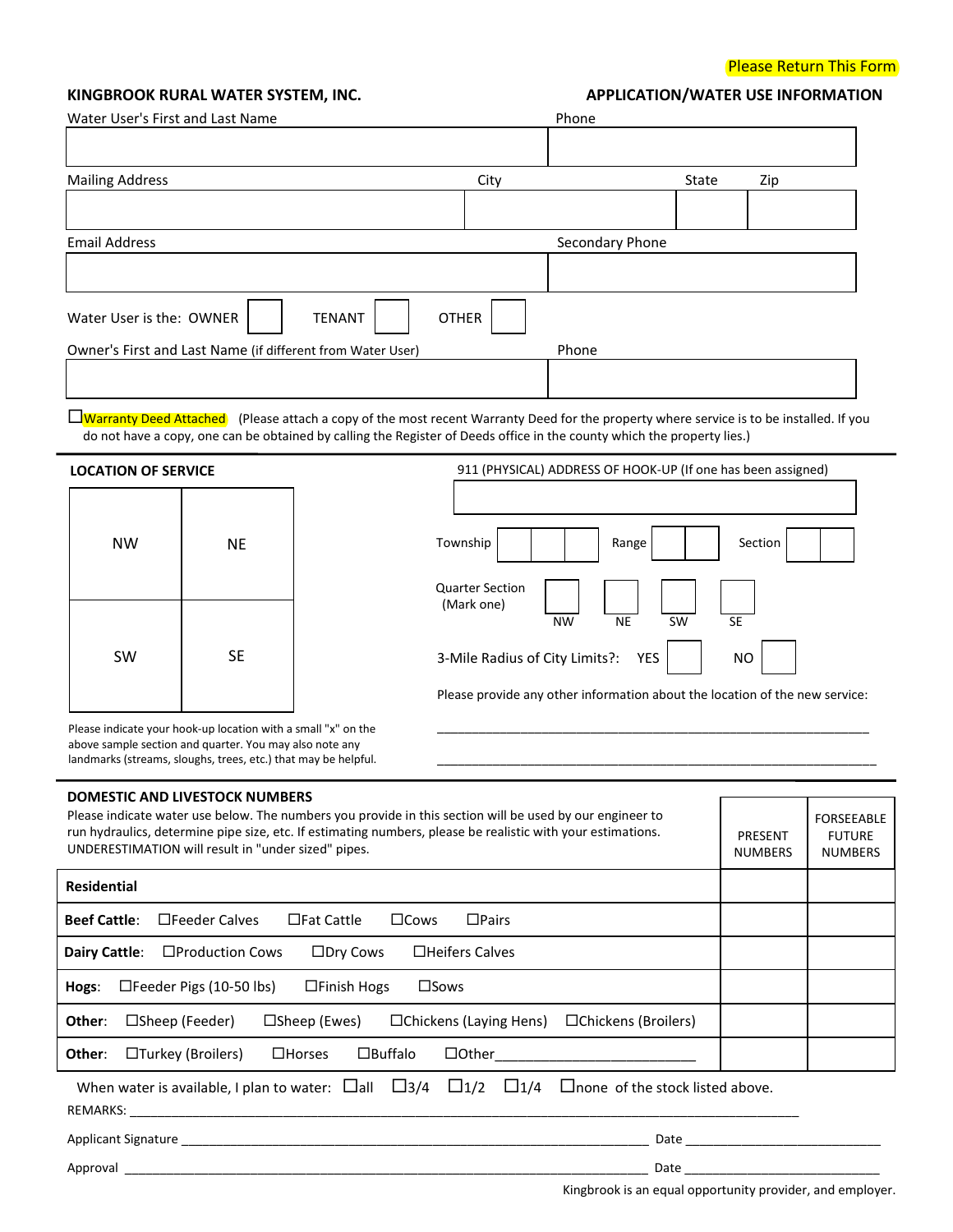Please Return This Form

**KINGBROOK RURAL WATER SYSTEM, INC.** **APPLICATION/WATER USE INFORMATION**

| Water User's First and Last Name | Phone |
|---|---|
| | |

| Mailing Address | City | State | Zip |
|---|---|---|---|
| | | | |

| Email Address | Secondary Phone |
|---|---|
| | |

Water User is the: OWNER ☐ TENANT ☐ OTHER ☐

| Owner's First and Last Name (if different from Water User) | Phone |
|---|---|
| | |

☐ Warranty Deed Attached (Please attach a copy of the most recent Warranty Deed for the property where service is to be installed. If you do not have a copy, one can be obtained by calling the Register of Deeds office in the county which the property lies.)

---

**LOCATION OF SERVICE**

| NW | NE |
|---|---|
| SW | SE |

Please indicate your hook-up location with a small "x" on the above sample section and quarter. You may also note any landmarks (streams, sloughs, trees, etc.) that may be helpful.

911 (PHYSICAL) ADDRESS OF HOOK-UP (If one has been assigned)

______________________________

Township ☐☐☐ Range ☐☐ Section ☐☐

Quarter Section (Mark one) ☐ NW ☐ NE ☐ SW ☐ SE

3-Mile Radius of City Limits?: YES ☐ NO ☐

Please provide any other information about the location of the new service:

______________________________________________________________

______________________________________________________________

---

**DOMESTIC AND LIVESTOCK NUMBERS**

Please indicate water use below. The numbers you provide in this section will be used by our engineer to run hydraulics, determine pipe size, etc. If estimating numbers, please be realistic with your estimations. UNDERESTIMATION will result in "under sized" pipes.

| | PRESENT NUMBERS | FORSEEABLE FUTURE NUMBERS |
|---|---|---|
| **Residential** | | |
| **Beef Cattle**: ☐Feeder Calves ☐Fat Cattle ☐Cows ☐Pairs | | |
| **Dairy Cattle**: ☐Production Cows ☐Dry Cows ☐Heifers Calves | | |
| **Hogs**: ☐Feeder Pigs (10-50 lbs) ☐Finish Hogs ☐Sows | | |
| **Other**: ☐Sheep (Feeder) ☐Sheep (Ewes) ☐Chickens (Laying Hens) ☐Chickens (Broilers) | | |
| **Other**: ☐Turkey (Broilers) ☐Horses ☐Buffalo ☐Other__________________________ | | |

When water is available, I plan to water: ☐all ☐3/4 ☐1/2 ☐1/4 ☐none of the stock listed above.

REMARKS: ______________________________________________________________________________

Applicant Signature ________________________________________________ Date ____________________

Approval ______________________________________________________ Date ____________________

Kingbrook is an equal opportunity provider, and employer.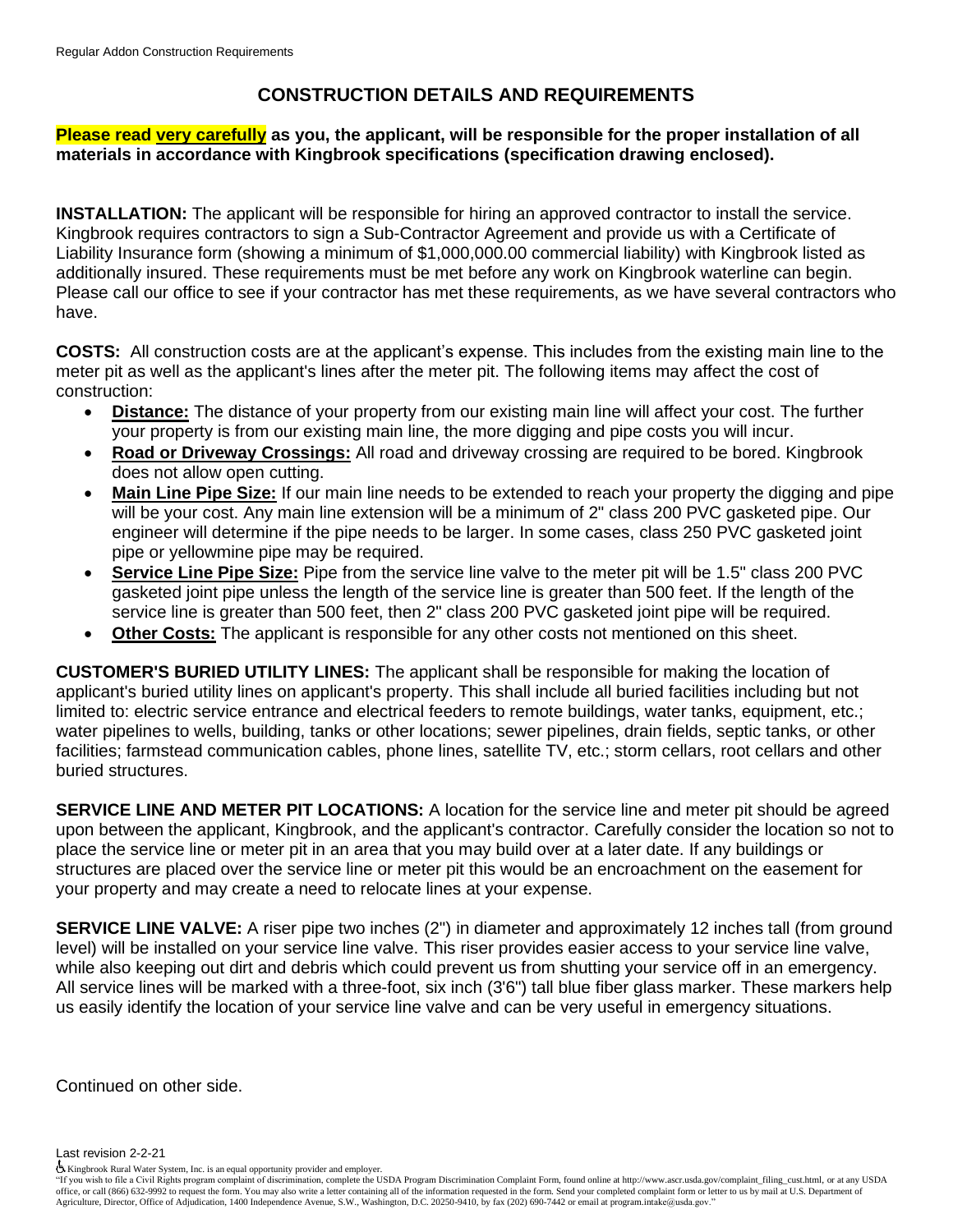# CONSTRUCTION DETAILS AND REQUIREMENTS

**Please read very carefully as you, the applicant, will be responsible for the proper installation of all materials in accordance with Kingbrook specifications (specification drawing enclosed).**

**INSTALLATION:** The applicant will be responsible for hiring an approved contractor to install the service. Kingbrook requires contractors to sign a Sub-Contractor Agreement and provide us with a Certificate of Liability Insurance form (showing a minimum of $1,000,000.00 commercial liability) with Kingbrook listed as additionally insured. These requirements must be met before any work on Kingbrook waterline can begin. Please call our office to see if your contractor has met these requirements, as we have several contractors who have.

**COSTS:** All construction costs are at the applicant's expense. This includes from the existing main line to the meter pit as well as the applicant's lines after the meter pit. The following items may affect the cost of construction:

- **Distance:** The distance of your property from our existing main line will affect your cost. The further your property is from our existing main line, the more digging and pipe costs you will incur.
- **Road or Driveway Crossings:** All road and driveway crossing are required to be bored. Kingbrook does not allow open cutting.
- **Main Line Pipe Size:** If our main line needs to be extended to reach your property the digging and pipe will be your cost. Any main line extension will be a minimum of 2" class 200 PVC gasketed pipe. Our engineer will determine if the pipe needs to be larger. In some cases, class 250 PVC gasketed joint pipe or yellowmine pipe may be required.
- **Service Line Pipe Size:** Pipe from the service line valve to the meter pit will be 1.5" class 200 PVC gasketed joint pipe unless the length of the service line is greater than 500 feet. If the length of the service line is greater than 500 feet, then 2" class 200 PVC gasketed joint pipe will be required.
- **Other Costs:** The applicant is responsible for any other costs not mentioned on this sheet.

**CUSTOMER'S BURIED UTILITY LINES:** The applicant shall be responsible for making the location of applicant's buried utility lines on applicant's property. This shall include all buried facilities including but not limited to: electric service entrance and electrical feeders to remote buildings, water tanks, equipment, etc.; water pipelines to wells, building, tanks or other locations; sewer pipelines, drain fields, septic tanks, or other facilities; farmstead communication cables, phone lines, satellite TV, etc.; storm cellars, root cellars and other buried structures.

**SERVICE LINE AND METER PIT LOCATIONS:** A location for the service line and meter pit should be agreed upon between the applicant, Kingbrook, and the applicant's contractor. Carefully consider the location so not to place the service line or meter pit in an area that you may build over at a later date. If any buildings or structures are placed over the service line or meter pit this would be an encroachment on the easement for your property and may create a need to relocate lines at your expense.

**SERVICE LINE VALVE:** A riser pipe two inches (2") in diameter and approximately 12 inches tall (from ground level) will be installed on your service line valve. This riser provides easier access to your service line valve, while also keeping out dirt and debris which could prevent us from shutting your service off in an emergency. All service lines will be marked with a three-foot, six inch (3'6") tall blue fiber glass marker. These markers help us easily identify the location of your service line valve and can be very useful in emergency situations.

Continued on other side.

Last revision 2-2-21

Kingbrook Rural Water System, Inc. is an equal opportunity provider and employer.

"If you wish to file a Civil Rights program complaint of discrimination, complete the USDA Program Discrimination Complaint Form, found online at http://www.ascr.usda.gov/complaint_filing_cust.html, or at any USDA office, or call (866) 632-9992 to request the form. You may also write a letter containing all of the information requested in the form. Send your completed complaint form or letter to us by mail at U.S. Department of Agriculture, Director, Office of Adjudication, 1400 Independence Avenue, S.W., Washington, D.C. 20250-9410, by fax (202) 690-7442 or email at program.intake@usda.gov."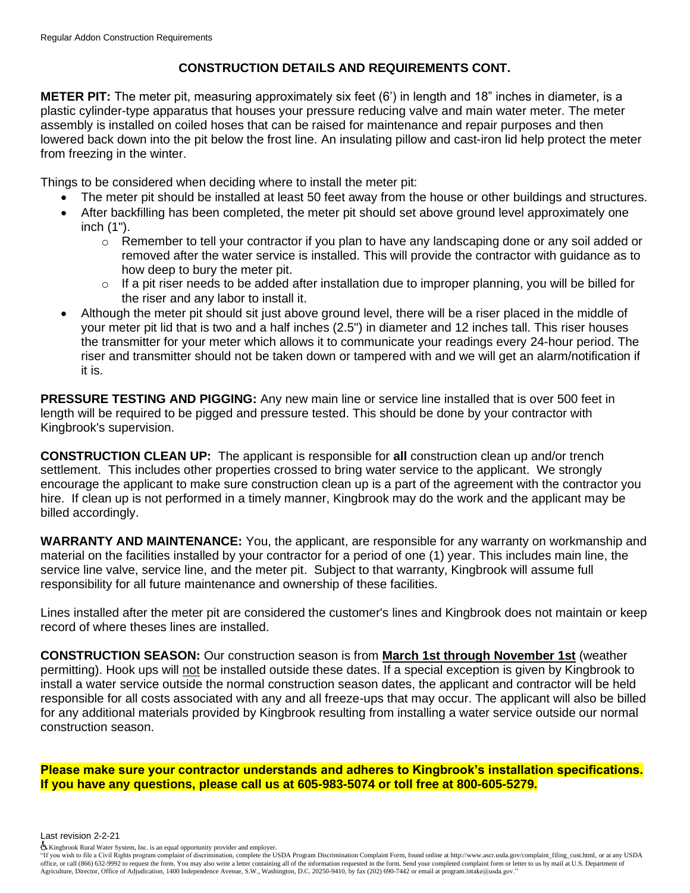## CONSTRUCTION DETAILS AND REQUIREMENTS CONT.

**METER PIT:** The meter pit, measuring approximately six feet (6') in length and 18" inches in diameter, is a plastic cylinder-type apparatus that houses your pressure reducing valve and main water meter. The meter assembly is installed on coiled hoses that can be raised for maintenance and repair purposes and then lowered back down into the pit below the frost line. An insulating pillow and cast-iron lid help protect the meter from freezing in the winter.

Things to be considered when deciding where to install the meter pit:

- The meter pit should be installed at least 50 feet away from the house or other buildings and structures.
- After backfilling has been completed, the meter pit should set above ground level approximately one inch (1").
  - Remember to tell your contractor if you plan to have any landscaping done or any soil added or removed after the water service is installed. This will provide the contractor with guidance as to how deep to bury the meter pit.
  - If a pit riser needs to be added after installation due to improper planning, you will be billed for the riser and any labor to install it.
- Although the meter pit should sit just above ground level, there will be a riser placed in the middle of your meter pit lid that is two and a half inches (2.5") in diameter and 12 inches tall. This riser houses the transmitter for your meter which allows it to communicate your readings every 24-hour period. The riser and transmitter should not be taken down or tampered with and we will get an alarm/notification if it is.

**PRESSURE TESTING AND PIGGING:** Any new main line or service line installed that is over 500 feet in length will be required to be pigged and pressure tested. This should be done by your contractor with Kingbrook's supervision.

**CONSTRUCTION CLEAN UP:** The applicant is responsible for **all** construction clean up and/or trench settlement. This includes other properties crossed to bring water service to the applicant. We strongly encourage the applicant to make sure construction clean up is a part of the agreement with the contractor you hire. If clean up is not performed in a timely manner, Kingbrook may do the work and the applicant may be billed accordingly.

**WARRANTY AND MAINTENANCE:** You, the applicant, are responsible for any warranty on workmanship and material on the facilities installed by your contractor for a period of one (1) year. This includes main line, the service line valve, service line, and the meter pit. Subject to that warranty, Kingbrook will assume full responsibility for all future maintenance and ownership of these facilities.

Lines installed after the meter pit are considered the customer's lines and Kingbrook does not maintain or keep record of where theses lines are installed.

**CONSTRUCTION SEASON:** Our construction season is from **March 1st through November 1st** (weather permitting). Hook ups will not be installed outside these dates. If a special exception is given by Kingbrook to install a water service outside the normal construction season dates, the applicant and contractor will be held responsible for all costs associated with any and all freeze-ups that may occur. The applicant will also be billed for any additional materials provided by Kingbrook resulting from installing a water service outside our normal construction season.

**Please make sure your contractor understands and adheres to Kingbrook's installation specifications. If you have any questions, please call us at 605-983-5074 or toll free at 800-605-5279.**

Last revision 2-2-21

Kingbrook Rural Water System, Inc. is an equal opportunity provider and employer.

"If you wish to file a Civil Rights program complaint of discrimination, complete the USDA Program Discrimination Complaint Form, found online at http://www.ascr.usda.gov/complaint_filing_cust.html, or at any USDA office, or call (866) 632-9992 to request the form. You may also write a letter containing all of the information requested in the form. Send your completed complaint form or letter to us by mail at U.S. Department of Agriculture, Director, Office of Adjudication, 1400 Independence Avenue, S.W., Washington, D.C. 20250-9410, by fax (202) 690-7442 or email at program.intake@usda.gov."